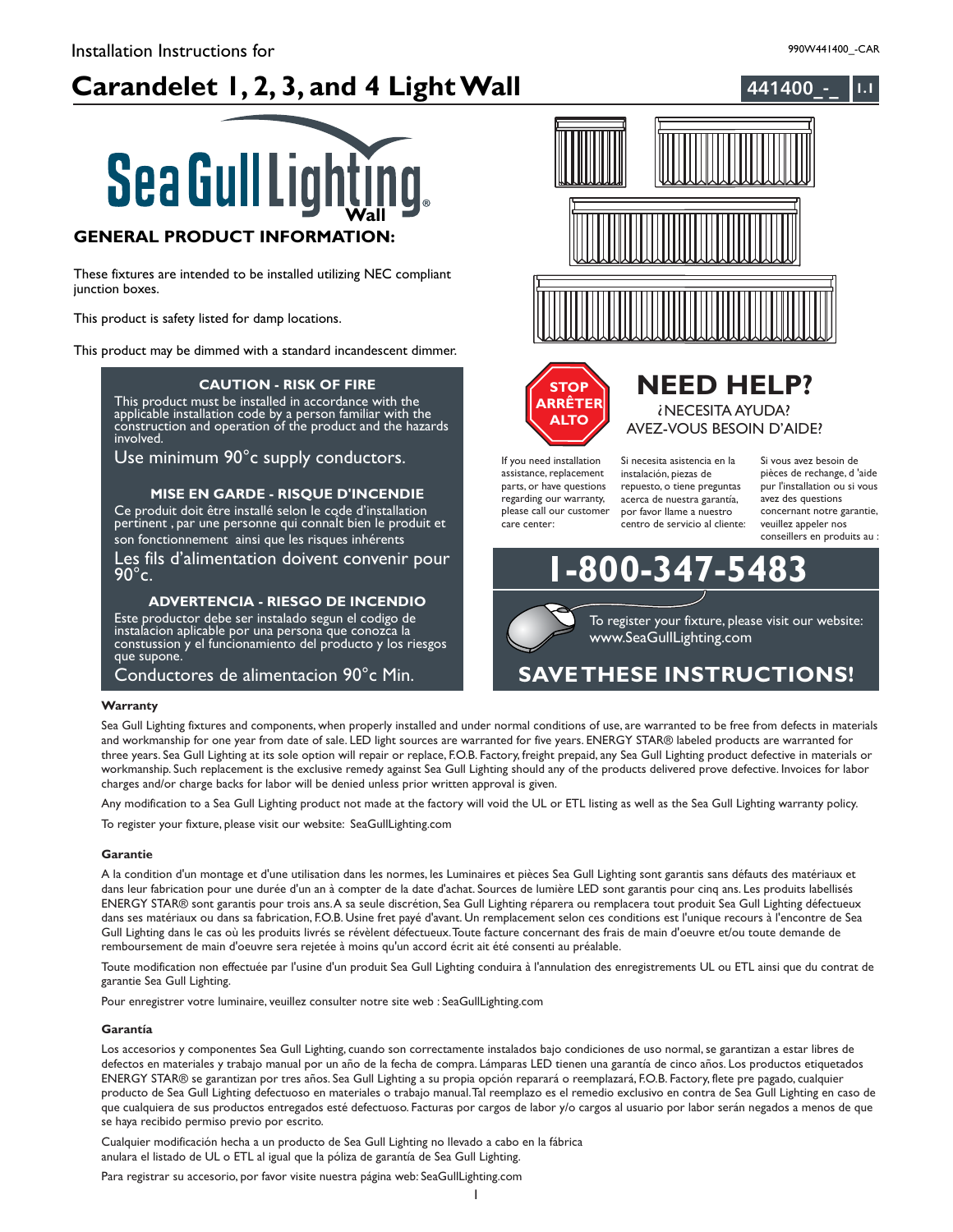Installation Instructions for

990W441400_-CAR

# Carandelet 1, 2, 3, and 4 Light Wall

**441400_-_** **1.1**

Sea Gull Lighting® Wall

## GENERAL PRODUCT INFORMATION:

These fixtures are intended to be installed utilizing NEC compliant junction boxes.

This product is safety listed for damp locations.

This product may be dimmed with a standard incandescent dimmer.

### CAUTION - RISK OF FIRE

This product must be installed in accordance with the applicable installation code by a person familiar with the construction and operation of the product and the hazards involved.

Use minimum 90°c supply conductors.

### MISE EN GARDE - RISQUE D'INCENDIE

Ce produit doit être installé selon le code d'installation pertinent , par une personne qui connaît bien le produit et son fonctionnement ainsi que les risques inhérents

Les fils d'alimentation doivent convenir pour 90°c.

### ADVERTENCIA - RIESGO DE INCENDIO

Este productor debe ser instalado segun el codigo de instalacion aplicable por una persona que conozca la constussion y el funcionamiento del producto y los riesgos que supone.

Conductores de alimentacion 90°c Min.

STOP
ARRÊTER
ALTO

## NEED HELP?

¿NECESITA AYUDA?
AVEZ-VOUS BESOIN D'AIDE?

If you need installation assistance, replacement parts, or have questions regarding our warranty, please call our customer care center:

Si necesita asistencia en la instalación, piezas de repuesto, o tiene preguntas acerca de nuestra garantía, por favor llame a nuestro centro de servicio al cliente:

Si vous avez besoin de pièces de rechange, d 'aide pur l'installation ou si vous avez des questions concernant notre garantie, veuillez appeler nos conseillers en produits au :

## 1-800-347-5483

To register your fixture, please visit our website: www.SeaGullLighting.com

## SAVE THESE INSTRUCTIONS!

**Warranty**

Sea Gull Lighting fixtures and components, when properly installed and under normal conditions of use, are warranted to be free from defects in materials and workmanship for one year from date of sale. LED light sources are warranted for five years. ENERGY STAR® labeled products are warranted for three years. Sea Gull Lighting at its sole option will repair or replace, F.O.B. Factory, freight prepaid, any Sea Gull Lighting product defective in materials or workmanship. Such replacement is the exclusive remedy against Sea Gull Lighting should any of the products delivered prove defective. Invoices for labor charges and/or charge backs for labor will be denied unless prior written approval is given.

Any modification to a Sea Gull Lighting product not made at the factory will void the UL or ETL listing as well as the Sea Gull Lighting warranty policy.

To register your fixture, please visit our website: SeaGullLighting.com

**Garantie**

A la condition d'un montage et d'une utilisation dans les normes, les Luminaires et pièces Sea Gull Lighting sont garantis sans défauts des matériaux et dans leur fabrication pour une durée d'un an à compter de la date d'achat. Sources de lumière LED sont garantis pour cinq ans. Les produits labellisés ENERGY STAR® sont garantis pour trois ans. A sa seule discrétion, Sea Gull Lighting réparera ou remplacera tout produit Sea Gull Lighting défectueux dans ses matériaux ou dans sa fabrication, F.O.B. Usine fret payé d'avant. Un remplacement selon ces conditions est l'unique recours à l'encontre de Sea Gull Lighting dans le cas où les produits livrés se révèlent défectueux. Toute facture concernant des frais de main d'oeuvre et/ou toute demande de remboursement de main d'oeuvre sera rejetée à moins qu'un accord écrit ait été consenti au préalable.

Toute modification non effectuée par l'usine d'un produit Sea Gull Lighting conduira à l'annulation des enregistrements UL ou ETL ainsi que du contrat de garantie Sea Gull Lighting.

Pour enregistrer votre luminaire, veuillez consulter notre site web : SeaGullLighting.com

**Garantía**

Los accesorios y componentes Sea Gull Lighting, cuando son correctamente instalados bajo condiciones de uso normal, se garantizan a estar libres de defectos en materiales y trabajo manual por un año de la fecha de compra. Lámparas LED tienen una garantía de cinco años. Los productos etiquetados ENERGY STAR® se garantizan por tres años. Sea Gull Lighting a su propia opción reparará o reemplazará, F.O.B. Factory, flete pre pagado, cualquier producto de Sea Gull Lighting defectuoso en materiales o trabajo manual. Tal reemplazo es el remedio exclusivo en contra de Sea Gull Lighting en caso de que cualquiera de sus productos entregados esté defectuoso. Facturas por cargos de labor y/o cargos al usuario por labor serán negados a menos de que se haya recibido permiso previo por escrito.

Cualquier modificación hecha a un producto de Sea Gull Lighting no llevado a cabo en la fábrica anulara el listado de UL o ETL al igual que la póliza de garantía de Sea Gull Lighting.

Para registrar su accesorio, por favor visite nuestra página web: SeaGullLighting.com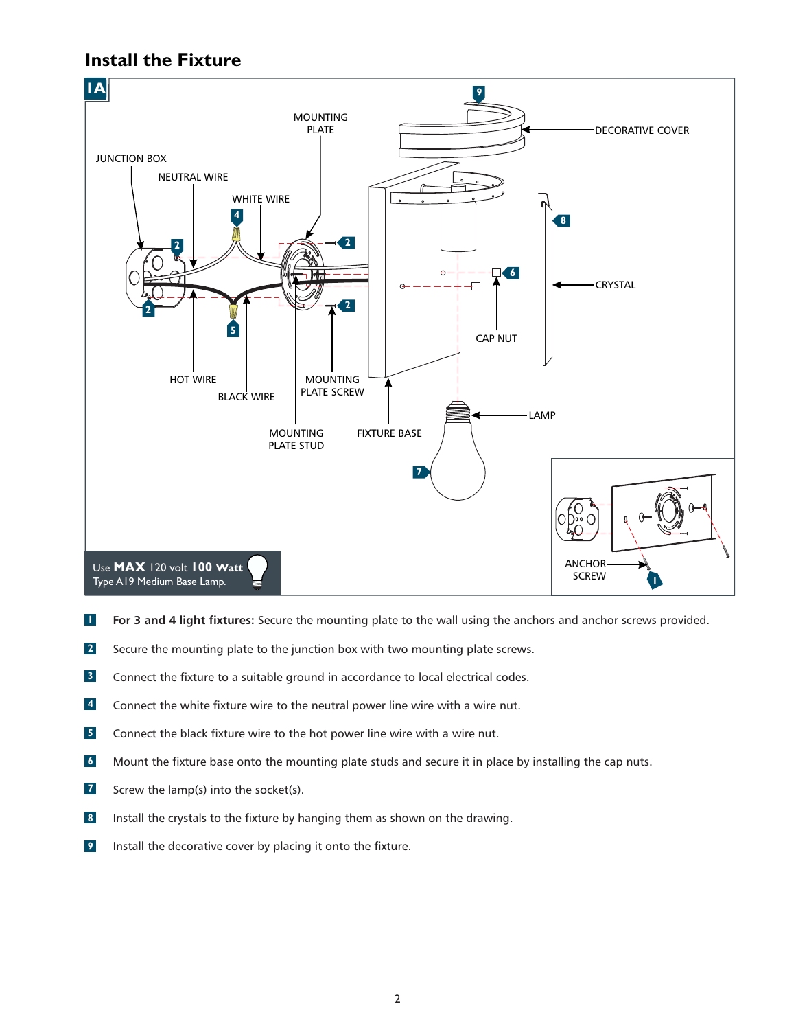## Install the Fixture

1A

JUNCTION BOX
NEUTRAL WIRE
WHITE WIRE
MOUNTING PLATE
DECORATIVE COVER
CRYSTAL
CAP NUT
HOT WIRE
BLACK WIRE
MOUNTING PLATE SCREW
MOUNTING PLATE STUD
FIXTURE BASE
LAMP
ANCHOR SCREW

Use **MAX** 120 volt **100 Watt** Type A19 Medium Base Lamp.

1. **For 3 and 4 light fixtures:** Secure the mounting plate to the wall using the anchors and anchor screws provided.
2. Secure the mounting plate to the junction box with two mounting plate screws.
3. Connect the fixture to a suitable ground in accordance to local electrical codes.
4. Connect the white fixture wire to the neutral power line wire with a wire nut.
5. Connect the black fixture wire to the hot power line wire with a wire nut.
6. Mount the fixture base onto the mounting plate studs and secure it in place by installing the cap nuts.
7. Screw the lamp(s) into the socket(s).
8. Install the crystals to the fixture by hanging them as shown on the drawing.
9. Install the decorative cover by placing it onto the fixture.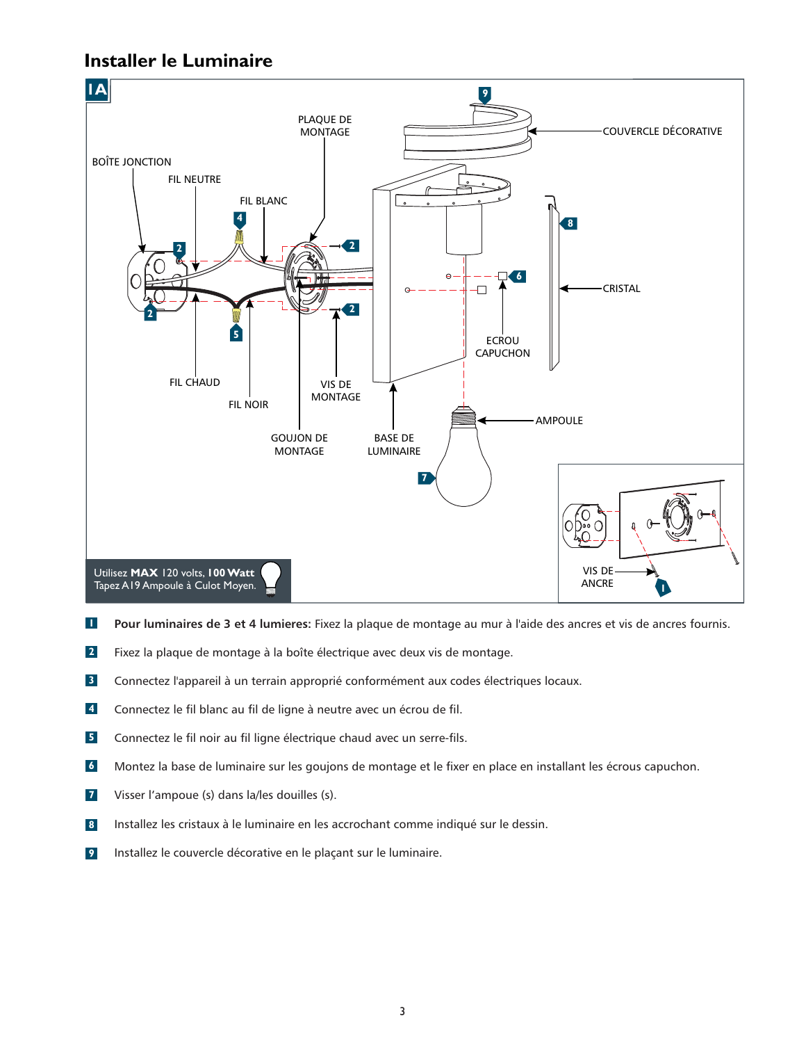## Installer le Luminaire

1A

COUVERCLE DÉCORATIVE

PLAQUE DE MONTAGE

BOÎTE JONCTION

FIL NEUTRE

FIL BLANC

CRISTAL

ECROU CAPUCHON

FIL CHAUD

FIL NOIR

VIS DE MONTAGE

GOUJON DE MONTAGE

BASE DE LUMINAIRE

AMPOULE

VIS DE ANCRE

Utilisez **MAX** 120 volts, **100 Watt**
Tapez A19 Ampoule à Culot Moyen.

1. **Pour luminaires de 3 et 4 lumieres:** Fixez la plaque de montage au mur à l'aide des ancres et vis de ancres fournis.
2. Fixez la plaque de montage à la boîte électrique avec deux vis de montage.
3. Connectez l'appareil à un terrain approprié conformément aux codes électriques locaux.
4. Connectez le fil blanc au fil de ligne à neutre avec un écrou de fil.
5. Connectez le fil noir au fil ligne électrique chaud avec un serre-fils.
6. Montez la base de luminaire sur les goujons de montage et le fixer en place en installant les écrous capuchon.
7. Visser l'ampoue (s) dans la/les douilles (s).
8. Installez les cristaux à le luminaire en les accrochant comme indiqué sur le dessin.
9. Installez le couvercle décorative en le plaçant sur le luminaire.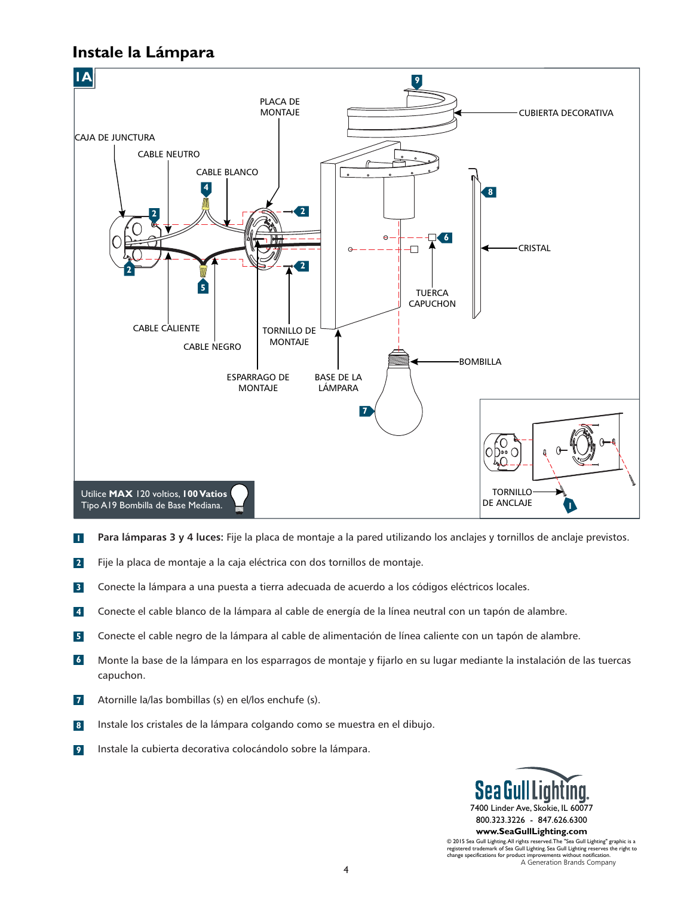## Instale la Lámpara

1A

CAJA DE JUNCTURA

CABLE NEUTRO

CABLE BLANCO

PLACA DE MONTAJE

CUBIERTA DECORATIVA

CRISTAL

TUERCA CAPUCHON

CABLE CALIENTE

CABLE NEGRO

TORNILLO DE MONTAJE

ESPARRAGO DE MONTAJE

BASE DE LA LÁMPARA

BOMBILLA

TORNILLO DE ANCLAJE

Utilice **MAX** 120 voltios, **100 Vatios** Tipo A19 Bombilla de Base Mediana.

1. **Para lámparas 3 y 4 luces:** Fije la placa de montaje a la pared utilizando los anclajes y tornillos de anclaje previstos.
2. Fije la placa de montaje a la caja eléctrica con dos tornillos de montaje.
3. Conecte la lámpara a una puesta a tierra adecuada de acuerdo a los códigos eléctricos locales.
4. Conecte el cable blanco de la lámpara al cable de energía de la línea neutral con un tapón de alambre.
5. Conecte el cable negro de la lámpara al cable de alimentación de línea caliente con un tapón de alambre.
6. Monte la base de la lámpara en los esparragos de montaje y fijarlo en su lugar mediante la instalación de las tuercas capuchon.
7. Atornille la/las bombillas (s) en el/los enchufe (s).
8. Instale los cristales de la lámpara colgando como se muestra en el dibujo.
9. Instale la cubierta decorativa colocándolo sobre la lámpara.

Sea Gull Lighting.
7400 Linder Ave, Skokie, IL 60077
800.323.3226 - 847.626.6300
**www.SeaGullLighting.com**

© 2015 Sea Gull Lighting. All rights reserved. The "Sea Gull Lighting" graphic is a registered trademark of Sea Gull Lighting. Sea Gull Lighting reserves the right to change specifications for product improvements without notification.
A Generation Brands Company